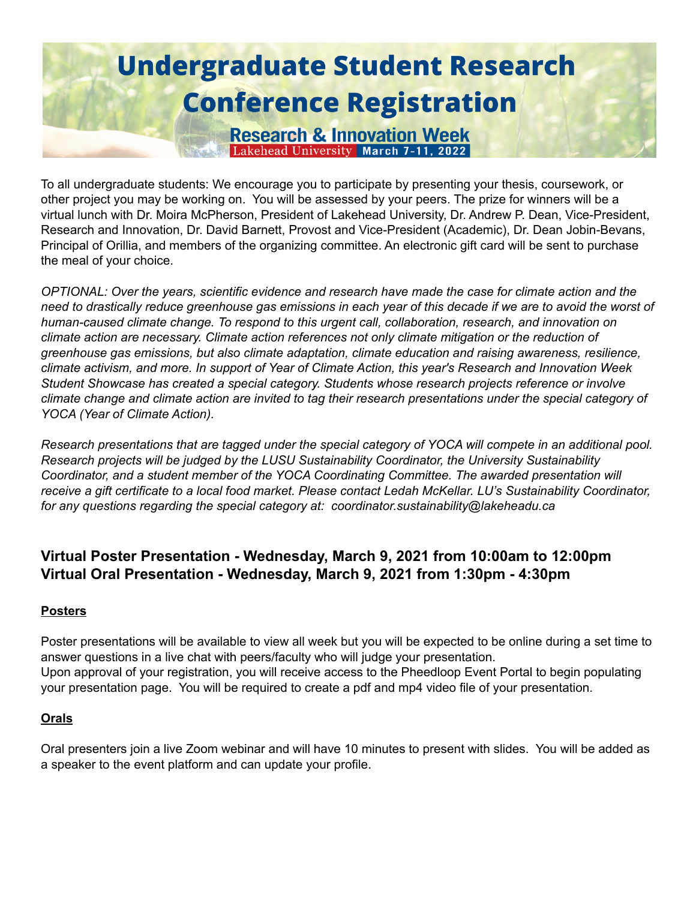# Undergraduate Student Research Conference Registration

**Research & Innovation Week**

Lakehead University **March 7-11, 2022**

To all undergraduate students: We encourage you to participate by presenting your thesis, coursework, or other project you may be working on. You will be assessed by your peers. The prize for winners will be a virtual lunch with Dr. Moira McPherson, President of Lakehead University, Dr. Andrew P. Dean, Vice-President, Research and Innovation, Dr. David Barnett, Provost and Vice-President (Academic), Dr. Dean Jobin-Bevans, Principal of Orillia, and members of the organizing committee. An electronic gift card will be sent to purchase the meal of your choice.

*OPTIONAL: Over the years, scientific evidence and research have made the case for climate action and the need to drastically reduce greenhouse gas emissions in each year of this decade if we are to avoid the worst of human-caused climate change. To respond to this urgent call, collaboration, research, and innovation on climate action are necessary. Climate action references not only climate mitigation or the reduction of greenhouse gas emissions, but also climate adaptation, climate education and raising awareness, resilience, climate activism, and more. In support of Year of Climate Action, this year's Research and Innovation Week Student Showcase has created a special category. Students whose research projects reference or involve climate change and climate action are invited to tag their research presentations under the special category of YOCA (Year of Climate Action).*

*Research presentations that are tagged under the special category of YOCA will compete in an additional pool. Research projects will be judged by the LUSU Sustainability Coordinator, the University Sustainability Coordinator, and a student member of the YOCA Coordinating Committee. The awarded presentation will receive a gift certificate to a local food market. Please contact Ledah McKellar. LU's Sustainability Coordinator, for any questions regarding the special category at: coordinator.sustainability@lakeheadu.ca*

### Virtual Poster Presentation - Wednesday, March 9, 2021 from 10:00am to 12:00pm
### Virtual Oral Presentation - Wednesday, March 9, 2021 from 1:30pm - 4:30pm

**Posters**

Poster presentations will be available to view all week but you will be expected to be online during a set time to answer questions in a live chat with peers/faculty who will judge your presentation.
Upon approval of your registration, you will receive access to the Pheedloop Event Portal to begin populating your presentation page. You will be required to create a pdf and mp4 video file of your presentation.

**Orals**

Oral presenters join a live Zoom webinar and will have 10 minutes to present with slides. You will be added as a speaker to the event platform and can update your profile.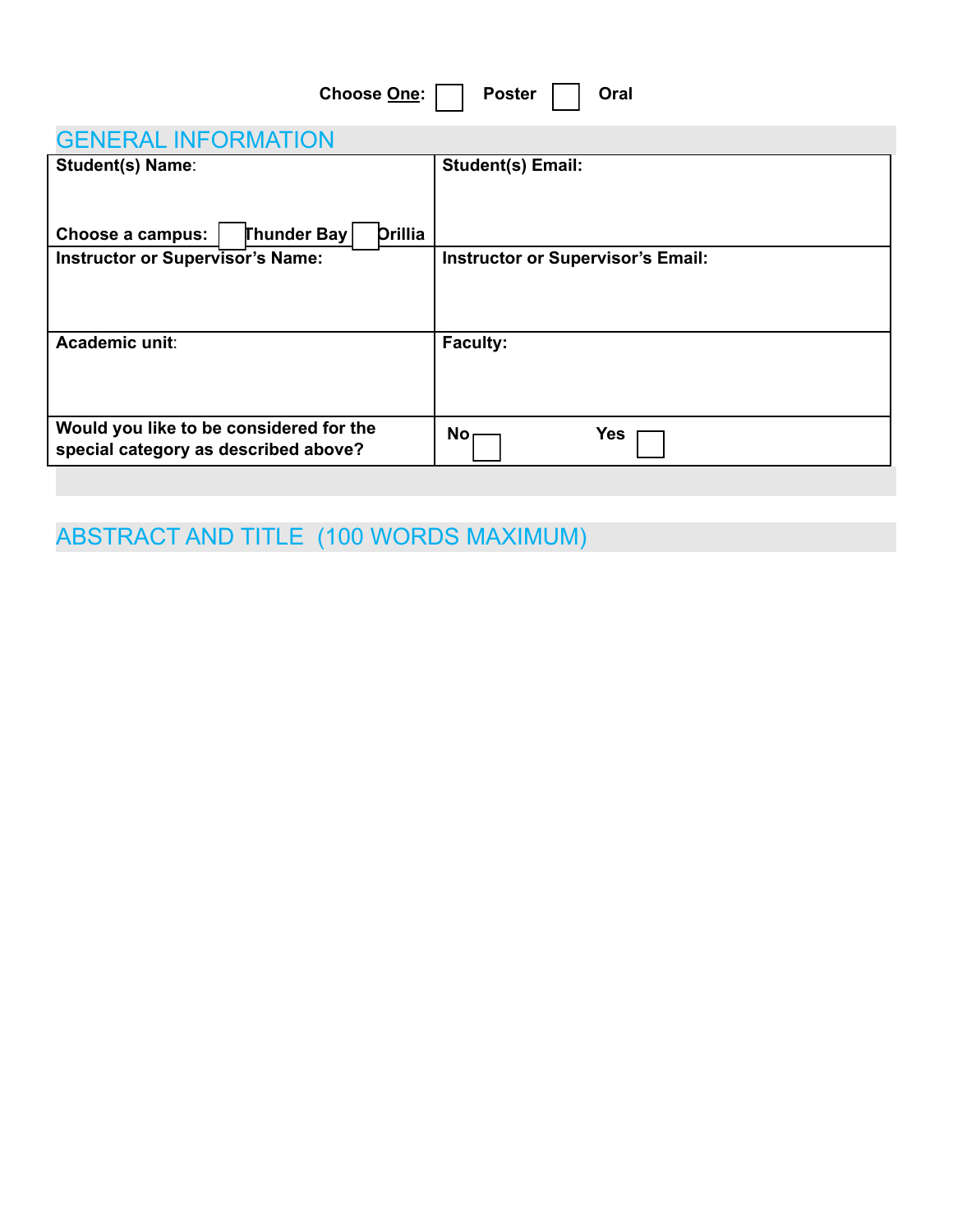Choose **One**: ☐ **Poster** ☐ **Oral**

## GENERAL INFORMATION

| **Student(s) Name**:<br><br>**Choose a campus:** ☐ **Thunder Bay** ☐ **Orillia** | **Student(s) Email:** |
|---|---|
| **Instructor or Supervisor's Name:** | **Instructor or Supervisor's Email:** |
| **Academic unit**: | **Faculty:** |
| **Would you like to be considered for the special category as described above?** | **No** ☐ **Yes** ☐ |

## ABSTRACT AND TITLE (100 WORDS MAXIMUM)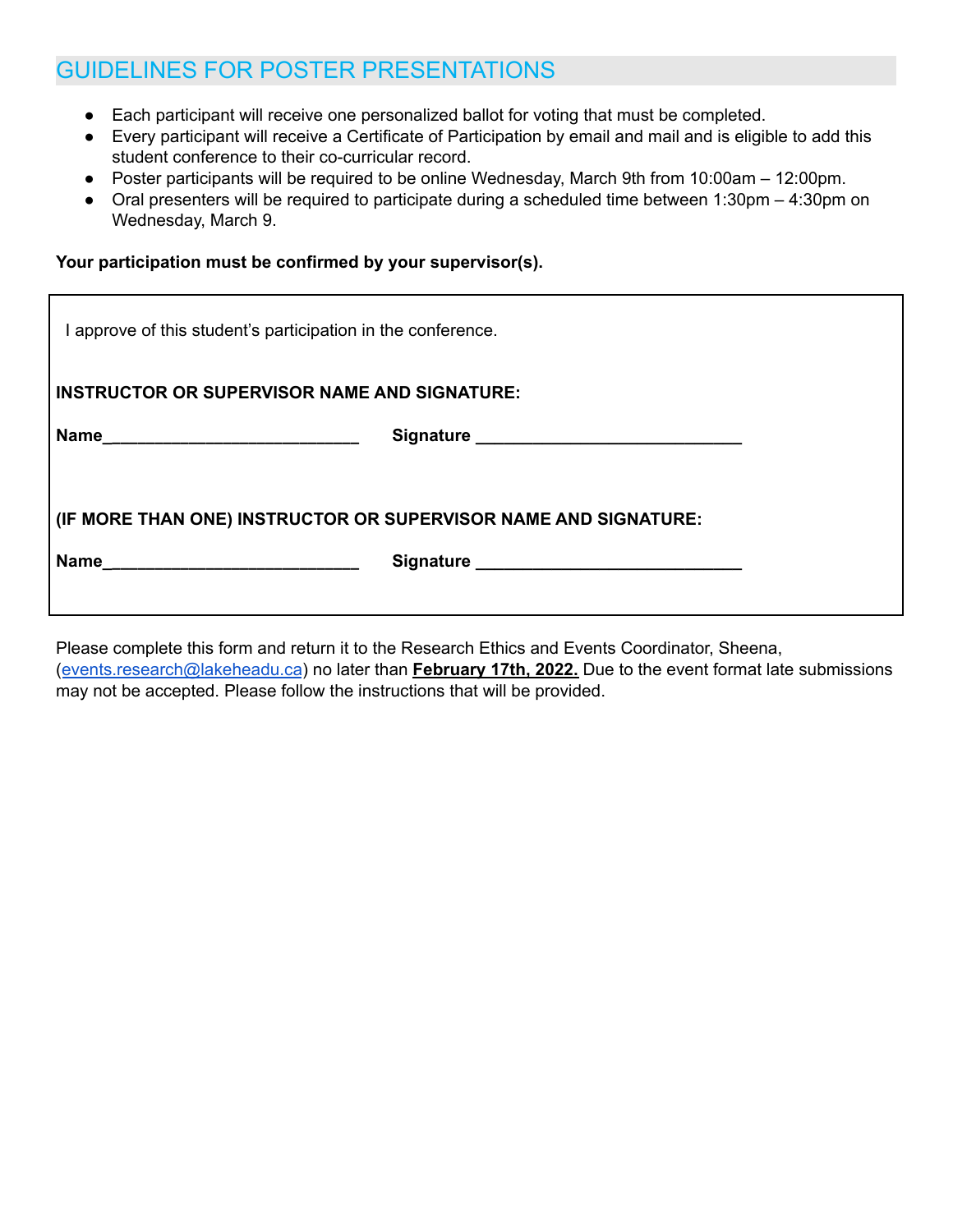## GUIDELINES FOR POSTER PRESENTATIONS

- Each participant will receive one personalized ballot for voting that must be completed.
- Every participant will receive a Certificate of Participation by email and mail and is eligible to add this student conference to their co-curricular record.
- Poster participants will be required to be online Wednesday, March 9th from 10:00am – 12:00pm.
- Oral presenters will be required to participate during a scheduled time between 1:30pm – 4:30pm on Wednesday, March 9.

**Your participation must be confirmed by your supervisor(s).**

I approve of this student's participation in the conference.

**INSTRUCTOR OR SUPERVISOR NAME AND SIGNATURE:**

**Name**___________________________ **Signature** ____________________________

**(IF MORE THAN ONE) INSTRUCTOR OR SUPERVISOR NAME AND SIGNATURE:**

**Name**___________________________ **Signature** ____________________________

Please complete this form and return it to the Research Ethics and Events Coordinator, Sheena, (events.research@lakeheadu.ca) no later than **February 17th, 2022.** Due to the event format late submissions may not be accepted. Please follow the instructions that will be provided.